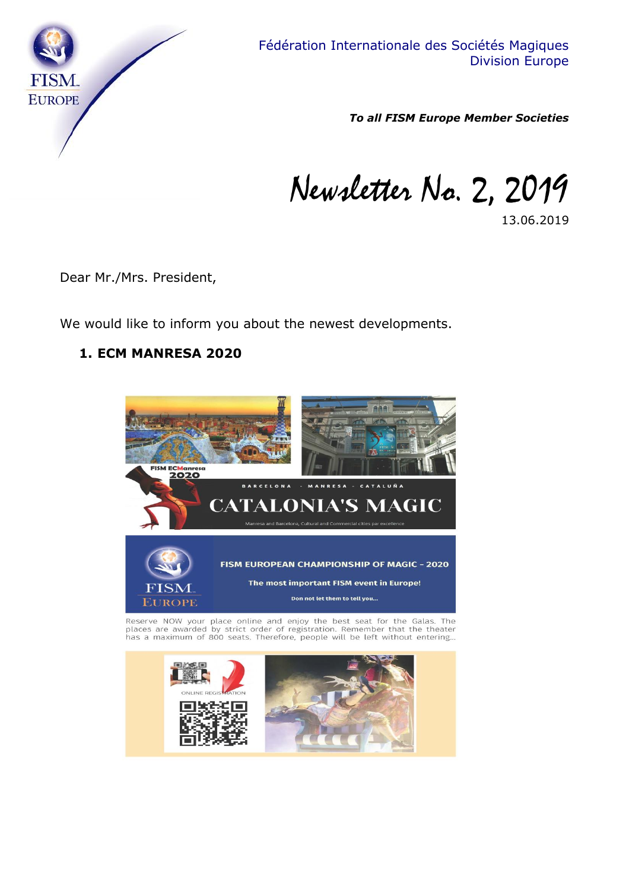Fédération Internationale des Sociétés Magiques
Division Europe

***To all FISM Europe Member Societies***

# Newsletter No. 2, 2019

13.06.2019

Dear Mr./Mrs. President,

We would like to inform you about the newest developments.

## 1. ECM MANRESA 2020

FISM ECManresa 2020

BARCELONA - MANRESA - CATALUÑA

CATALONIA'S MAGIC

Manresa and Barcelona, Cultural and Commercial cities par excellence

FISM EUROPEAN CHAMPIONSHIP OF MAGIC - 2020

The most important FISM event in Europe!

Don not let them to tell you...

Reserve NOW your place online and enjoy the best seat for the Galas. The places are awarded by strict order of registration. Remember that the theater has a maximum of 800 seats. Therefore, people will be left without entering...

ONLINE REGISTRATION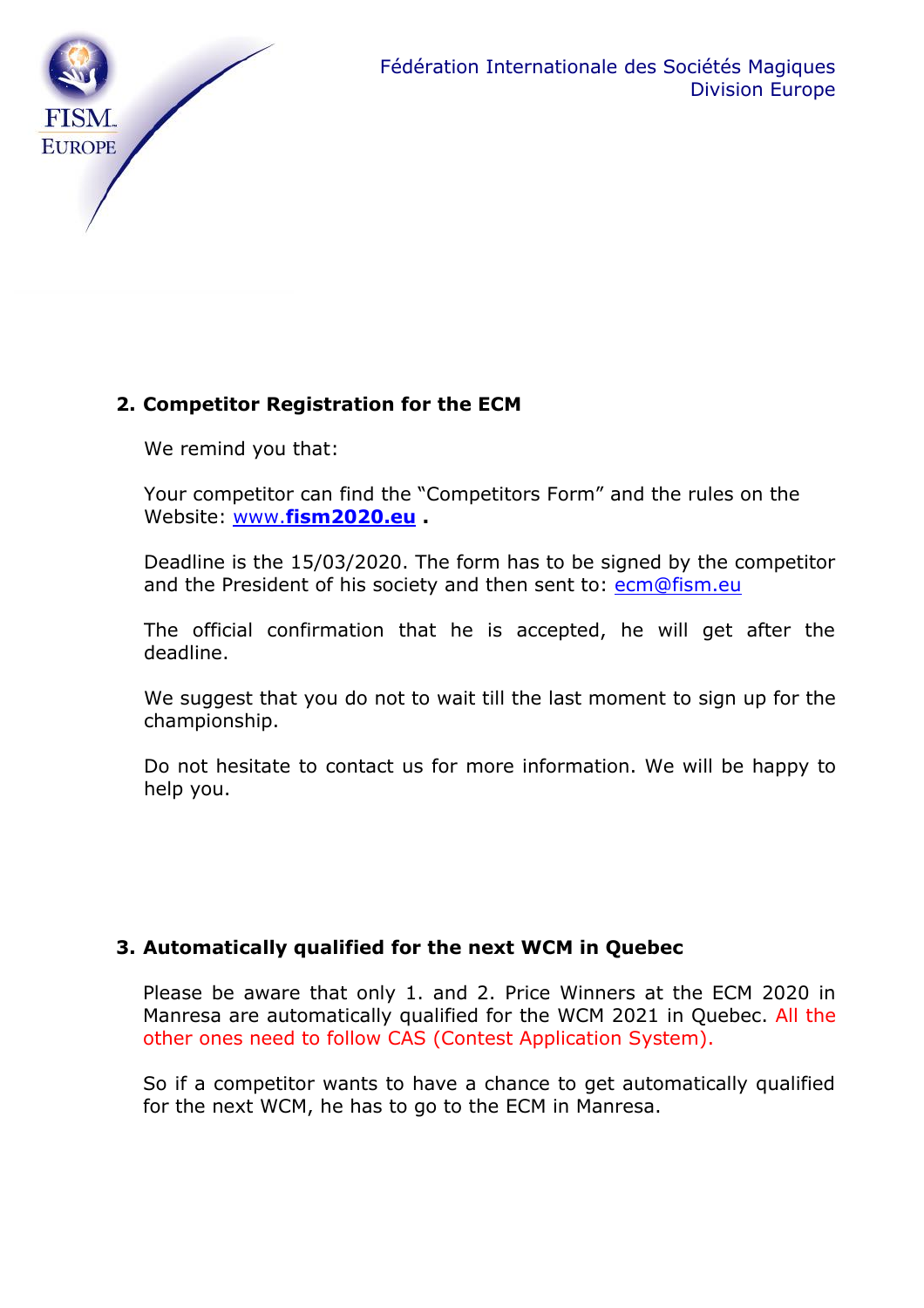## 2. Competitor Registration for the ECM

We remind you that:

Your competitor can find the "Competitors Form" and the rules on the Website: www.**fism2020.eu** .

Deadline is the 15/03/2020. The form has to be signed by the competitor and the President of his society and then sent to: ecm@fism.eu

The official confirmation that he is accepted, he will get after the deadline.

We suggest that you do not to wait till the last moment to sign up for the championship.

Do not hesitate to contact us for more information. We will be happy to help you.

## 3. Automatically qualified for the next WCM in Quebec

Please be aware that only 1. and 2. Price Winners at the ECM 2020 in Manresa are automatically qualified for the WCM 2021 in Quebec. All the other ones need to follow CAS (Contest Application System).

So if a competitor wants to have a chance to get automatically qualified for the next WCM, he has to go to the ECM in Manresa.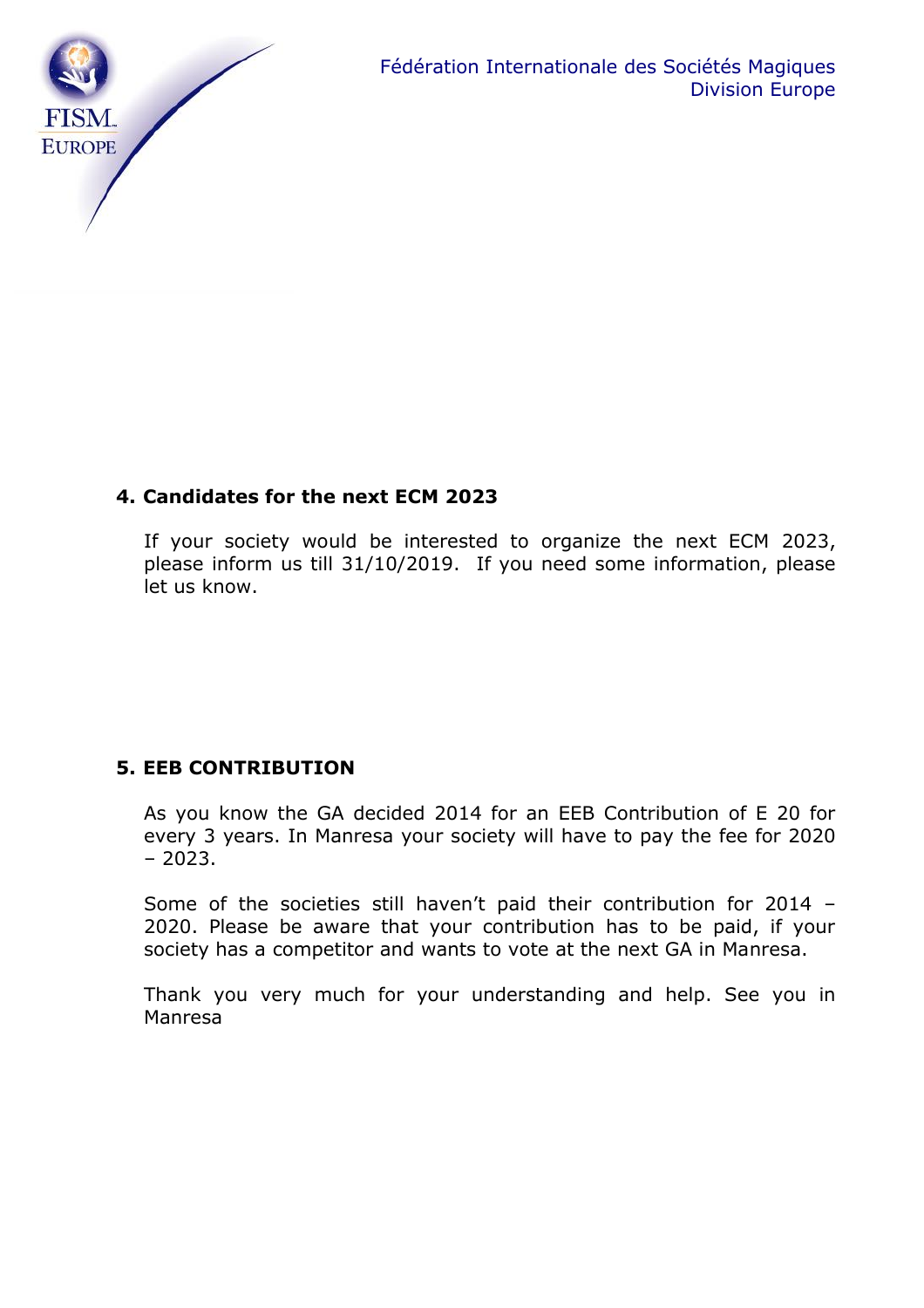## 4. Candidates for the next ECM 2023

If your society would be interested to organize the next ECM 2023, please inform us till 31/10/2019. If you need some information, please let us know.

## 5. EEB CONTRIBUTION

As you know the GA decided 2014 for an EEB Contribution of E 20 for every 3 years. In Manresa your society will have to pay the fee for 2020 – 2023.

Some of the societies still haven't paid their contribution for 2014 – 2020. Please be aware that your contribution has to be paid, if your society has a competitor and wants to vote at the next GA in Manresa.

Thank you very much for your understanding and help. See you in Manresa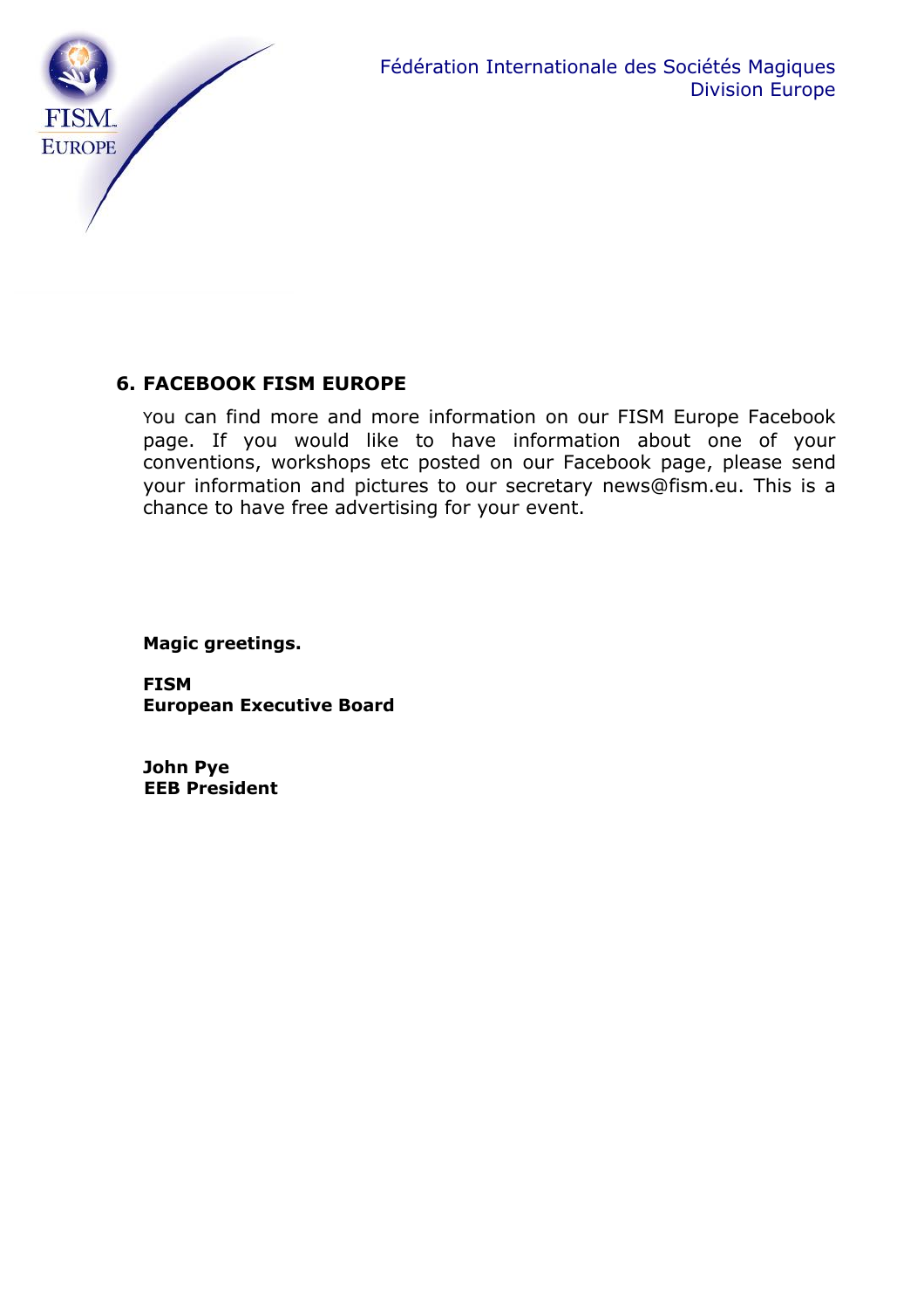## 6. FACEBOOK FISM EUROPE

You can find more and more information on our FISM Europe Facebook page. If you would like to have information about one of your conventions, workshops etc posted on our Facebook page, please send your information and pictures to our secretary news@fism.eu. This is a chance to have free advertising for your event.

**Magic greetings.**

**FISM**
**European Executive Board**

**John Pye**
**EEB President**